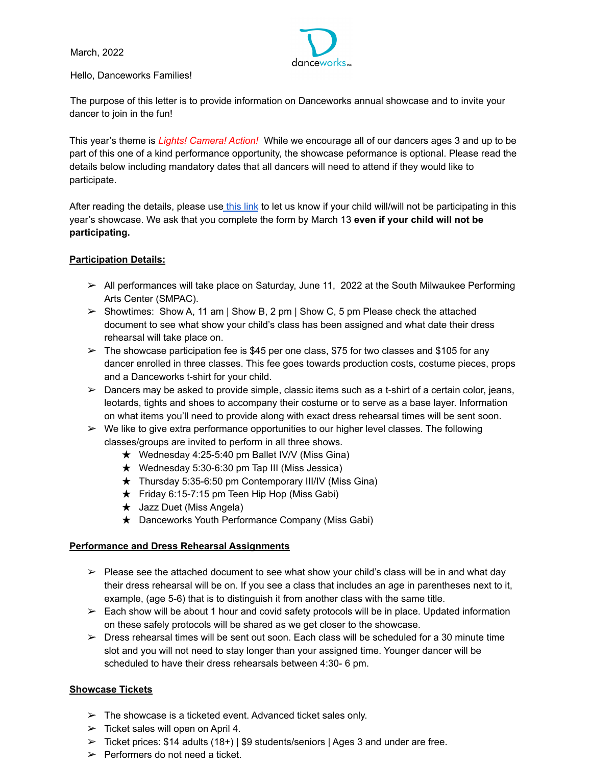March, 2022

Hello, Danceworks Families!

The purpose of this letter is to provide information on Danceworks annual showcase and to invite your dancer to join in the fun!

This year's theme is *Lights! Camera! Action!* While we encourage all of our dancers ages 3 and up to be part of this one of a kind performance opportunity, the showcase peformance is optional. Please read the details below including mandatory dates that all dancers will need to attend if they would like to participate.

After reading the details, please use [this link] to let us know if your child will/will not be participating in this year's showcase. We ask that you complete the form by March 13 **even if your child will not be participating.**

**Participation Details:**

- All performances will take place on Saturday, June 11, 2022 at the South Milwaukee Performing Arts Center (SMPAC).
- Showtimes: Show A, 11 am | Show B, 2 pm | Show C, 5 pm Please check the attached document to see what show your child's class has been assigned and what date their dress rehearsal will take place on.
- The showcase participation fee is $45 per one class, $75 for two classes and $105 for any dancer enrolled in three classes. This fee goes towards production costs, costume pieces, props and a Danceworks t-shirt for your child.
- Dancers may be asked to provide simple, classic items such as a t-shirt of a certain color, jeans, leotards, tights and shoes to accompany their costume or to serve as a base layer. Information on what items you'll need to provide along with exact dress rehearsal times will be sent soon.
- We like to give extra performance opportunities to our higher level classes. The following classes/groups are invited to perform in all three shows.
  - Wednesday 4:25-5:40 pm Ballet IV/V (Miss Gina)
  - Wednesday 5:30-6:30 pm Tap III (Miss Jessica)
  - Thursday 5:35-6:50 pm Contemporary III/IV (Miss Gina)
  - Friday 6:15-7:15 pm Teen Hip Hop (Miss Gabi)
  - Jazz Duet (Miss Angela)
  - Danceworks Youth Performance Company (Miss Gabi)

**Performance and Dress Rehearsal Assignments**

- Please see the attached document to see what show your child's class will be in and what day their dress rehearsal will be on. If you see a class that includes an age in parentheses next to it, example, (age 5-6) that is to distinguish it from another class with the same title.
- Each show will be about 1 hour and covid safety protocols will be in place. Updated information on these safely protocols will be shared as we get closer to the showcase.
- Dress rehearsal times will be sent out soon. Each class will be scheduled for a 30 minute time slot and you will not need to stay longer than your assigned time. Younger dancer will be scheduled to have their dress rehearsals between 4:30- 6 pm.

**Showcase Tickets**

- The showcase is a ticketed event. Advanced ticket sales only.
- Ticket sales will open on April 4.
- Ticket prices: $14 adults (18+) | $9 students/seniors | Ages 3 and under are free.
- Performers do not need a ticket.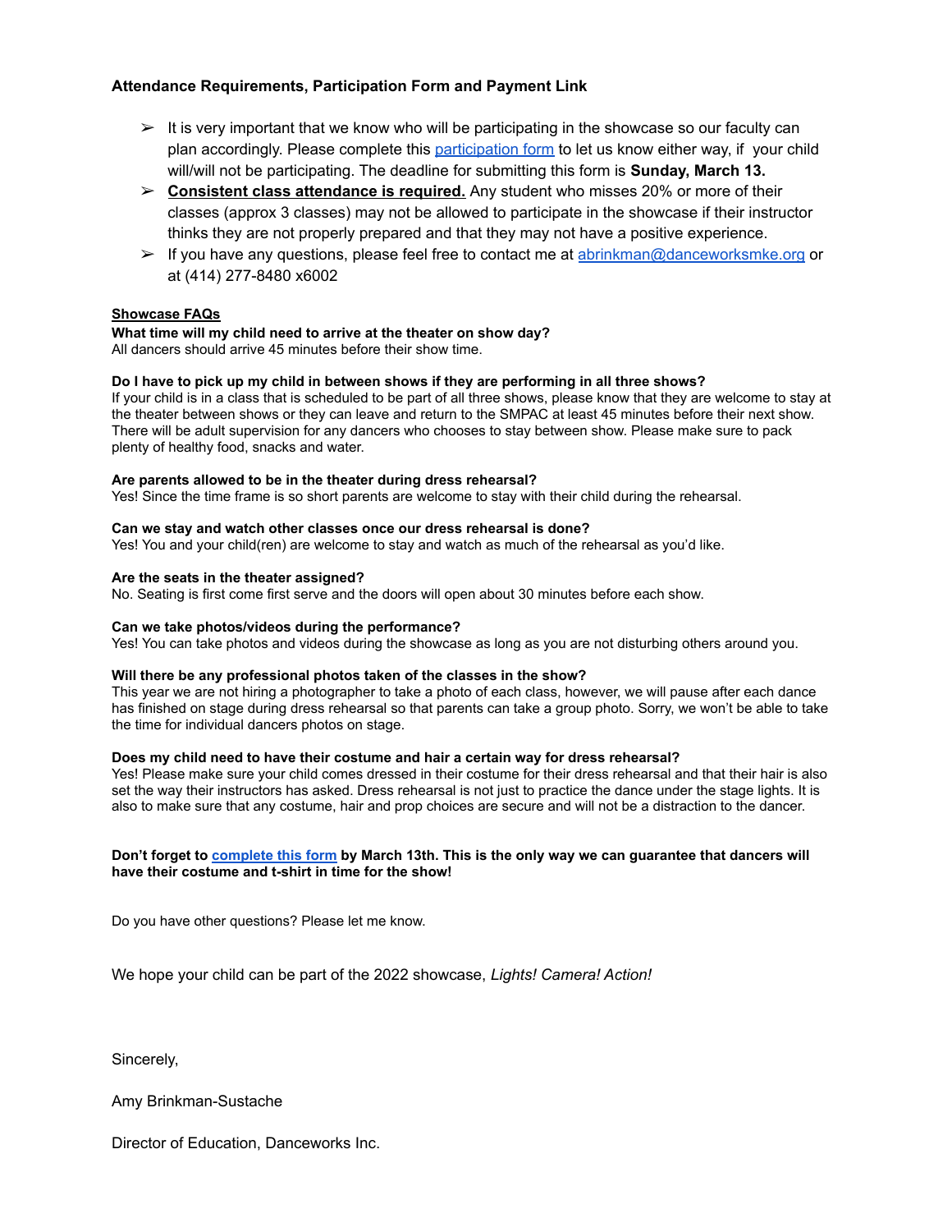### Attendance Requirements, Participation Form and Payment Link

- It is very important that we know who will be participating in the showcase so our faculty can plan accordingly. Please complete this participation form to let us know either way, if your child will/will not be participating. The deadline for submitting this form is **Sunday, March 13.**
- **Consistent class attendance is required.** Any student who misses 20% or more of their classes (approx 3 classes) may not be allowed to participate in the showcase if their instructor thinks they are not properly prepared and that they may not have a positive experience.
- If you have any questions, please feel free to contact me at abrinkman@danceworksmke.org or at (414) 277-8480 x6002

**Showcase FAQs**

**What time will my child need to arrive at the theater on show day?**
All dancers should arrive 45 minutes before their show time.

**Do I have to pick up my child in between shows if they are performing in all three shows?**
If your child is in a class that is scheduled to be part of all three shows, please know that they are welcome to stay at the theater between shows or they can leave and return to the SMPAC at least 45 minutes before their next show. There will be adult supervision for any dancers who chooses to stay between show. Please make sure to pack plenty of healthy food, snacks and water.

**Are parents allowed to be in the theater during dress rehearsal?**
Yes! Since the time frame is so short parents are welcome to stay with their child during the rehearsal.

**Can we stay and watch other classes once our dress rehearsal is done?**
Yes! You and your child(ren) are welcome to stay and watch as much of the rehearsal as you'd like.

**Are the seats in the theater assigned?**
No. Seating is first come first serve and the doors will open about 30 minutes before each show.

**Can we take photos/videos during the performance?**
Yes! You can take photos and videos during the showcase as long as you are not disturbing others around you.

**Will there be any professional photos taken of the classes in the show?**
This year we are not hiring a photographer to take a photo of each class, however, we will pause after each dance has finished on stage during dress rehearsal so that parents can take a group photo. Sorry, we won't be able to take the time for individual dancers photos on stage.

**Does my child need to have their costume and hair a certain way for dress rehearsal?**
Yes! Please make sure your child comes dressed in their costume for their dress rehearsal and that their hair is also set the way their instructors has asked. Dress rehearsal is not just to practice the dance under the stage lights. It is also to make sure that any costume, hair and prop choices are secure and will not be a distraction to the dancer.

**Don't forget to complete this form by March 13th. This is the only way we can guarantee that dancers will have their costume and t-shirt in time for the show!**

Do you have other questions? Please let me know.

We hope your child can be part of the 2022 showcase, *Lights! Camera! Action!*

Sincerely,

Amy Brinkman-Sustache

Director of Education, Danceworks Inc.